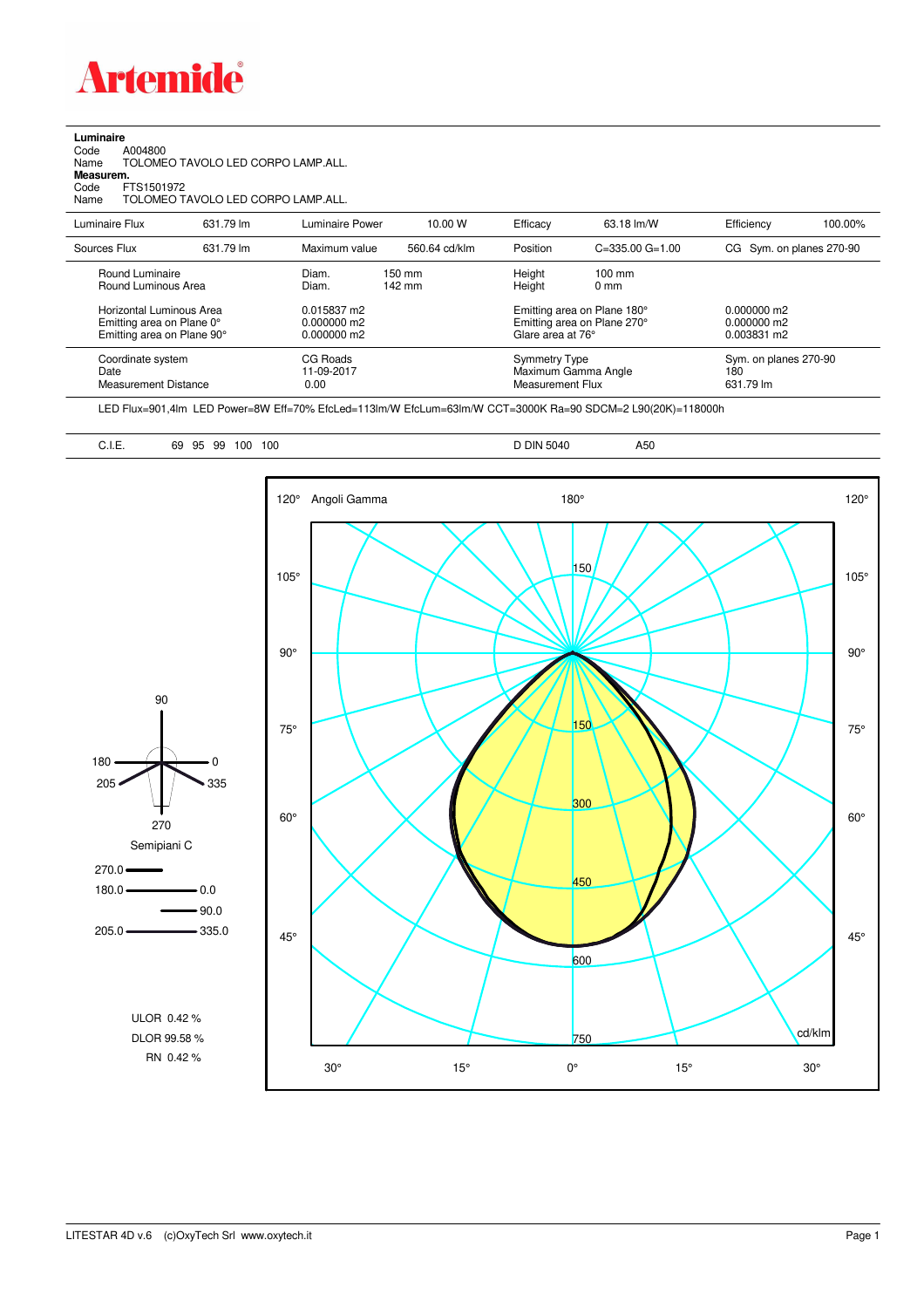# Artemide

**Luminaire**

Code A004800
Name TOLOMEO TAVOLO LED CORPO LAMP.ALL.

**Measurem.**

Code FTS1501972
Name TOLOMEO TAVOLO LED CORPO LAMP.ALL.

| Luminaire Flux | 631.79 lm | Luminaire Power | 10.00 W | Efficacy | 63.18 lm/W | Efficiency | 100.00% |
|---|---|---|---|---|---|---|---|
| Sources Flux | 631.79 lm | Maximum value | 560.64 cd/klm | Position | C=335.00 G=1.00 | CG | Sym. on planes 270-90 |

| | | | |
|---|---|---|---|
| Round Luminaire | Diam. 150 mm | Height 100 mm | |
| Round Luminous Area | Diam. 142 mm | Height 0 mm | |
| Horizontal Luminous Area | 0.015837 m2 | Emitting area on Plane 180° | 0.000000 m2 |
| Emitting area on Plane 0° | 0.000000 m2 | Emitting area on Plane 270° | 0.000000 m2 |
| Emitting area on Plane 90° | 0.000000 m2 | Glare area at 76° | 0.003831 m2 |
| Coordinate system | CG Roads | Symmetry Type | Sym. on planes 270-90 |
| Date | 11-09-2017 | Maximum Gamma Angle | 180 |
| Measurement Distance | 0.00 | Measurement Flux | 631.79 lm |

LED Flux=901,4lm LED Power=8W Eff=70% EfcLed=113lm/W EfcLum=63lm/W CCT=3000K Ra=90 SDCM=2 L90(20K)=118000h

C.I.E. 69 95 99 100 100 D DIN 5040 A50

Semipiani C: 270.0, 180.0 – 0.0, 90.0, 205.0 – 335.0

Angoli Gamma — cd/klm

ULOR 0.42 %
DLOR 99.58 %
RN 0.42 %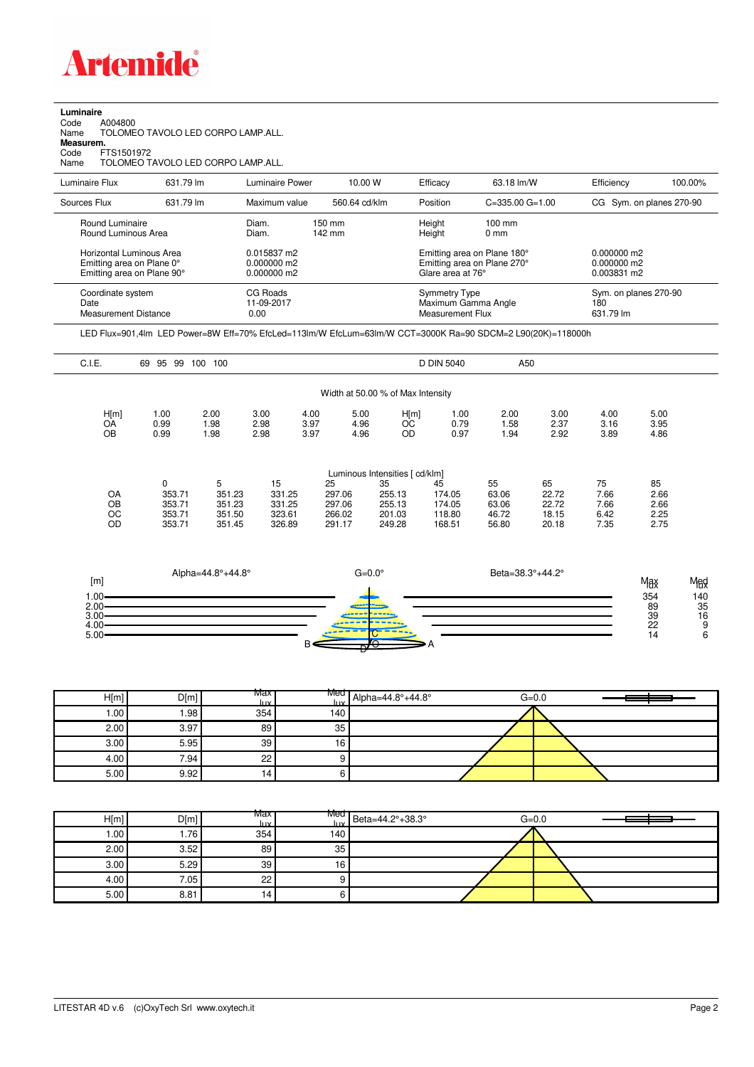# Artemide

**Luminaire**
Code A004800
Name TOLOMEO TAVOLO LED CORPO LAMP.ALL.
**Measurem.**
Code FTS1501972
Name TOLOMEO TAVOLO LED CORPO LAMP.ALL.

| | | | | | | | |
|---|---|---|---|---|---|---|---|
| Luminaire Flux | 631.79 lm | Luminaire Power | 10.00 W | Efficacy | 63.18 lm/W | Efficiency | 100.00% |
| Sources Flux | 631.79 lm | Maximum value | 560.64 cd/klm | Position | C=335.00 G=1.00 | CG | Sym. on planes 270-90 |

| | | | | | | |
|---|---|---|---|---|---|---|
| Round Luminaire | Diam. | 150 mm | Height | 100 mm | | |
| Round Luminous Area | Diam. | 142 mm | Height | 0 mm | | |
| Horizontal Luminous Area | 0.015837 m2 | | Emitting area on Plane 180° | | 0.000000 m2 | |
| Emitting area on Plane 0° | 0.000000 m2 | | Emitting area on Plane 270° | | 0.000000 m2 | |
| Emitting area on Plane 90° | 0.000000 m2 | | Glare area at 76° | | 0.003831 m2 | |
| Coordinate system | CG Roads | | Symmetry Type | | Sym. on planes 270-90 | |
| Date | 11-09-2017 | | Maximum Gamma Angle | | 180 | |
| Measurement Distance | 0.00 | | Measurement Flux | | 631.79 lm | |

LED Flux=901,4lm LED Power=8W Eff=70% EfcLed=113lm/W EfcLum=63lm/W CCT=3000K Ra=90 SDCM=2 L90(20K)=118000h

C.I.E. 69 95 99 100 100 D DIN 5040 A50

Width at 50.00 % of Max Intensity

| H[m] | 1.00 | 2.00 | 3.00 | 4.00 | 5.00 | H[m] | 1.00 | 2.00 | 3.00 | 4.00 | 5.00 |
|---|---|---|---|---|---|---|---|---|---|---|---|
| OA | 0.99 | 1.98 | 2.98 | 3.97 | 4.96 | OC | 0.79 | 1.58 | 2.37 | 3.16 | 3.95 |
| OB | 0.99 | 1.98 | 2.98 | 3.97 | 4.96 | OD | 0.97 | 1.94 | 2.92 | 3.89 | 4.86 |

Luminous Intensities [ cd/klm]

| | 0 | 5 | 15 | 25 | 35 | 45 | 55 | 65 | 75 | 85 |
|---|---|---|---|---|---|---|---|---|---|---|
| OA | 353.71 | 351.23 | 331.25 | 297.06 | 255.13 | 174.05 | 63.06 | 22.72 | 7.66 | 2.66 |
| OB | 353.71 | 351.23 | 331.25 | 297.06 | 255.13 | 174.05 | 63.06 | 22.72 | 7.66 | 2.66 |
| OC | 353.71 | 351.50 | 323.61 | 266.02 | 201.03 | 118.80 | 46.72 | 18.15 | 6.42 | 2.25 |
| OD | 353.71 | 351.45 | 326.89 | 291.17 | 249.28 | 168.51 | 56.80 | 20.18 | 7.35 | 2.75 |

Alpha=44.8°+44.8°
G=0.0°
Beta=38.3°+44.2°
[m]
1.00
2.00
3.00
4.00
5.00
B C D O A
Max lux
354
89
39
22
14
Med lux
140
35
16
9
6

| H[m] | D[m] | Max lux | Med lux | Alpha=44.8°+44.8° G=0.0 |
|---|---|---|---|---|
| 1.00 | 1.98 | 354 | 140 | |
| 2.00 | 3.97 | 89 | 35 | |
| 3.00 | 5.95 | 39 | 16 | |
| 4.00 | 7.94 | 22 | 9 | |
| 5.00 | 9.92 | 14 | 6 | |

| H[m] | D[m] | Max lux | Med lux | Beta=44.2°+38.3° G=0.0 |
|---|---|---|---|---|
| 1.00 | 1.76 | 354 | 140 | |
| 2.00 | 3.52 | 89 | 35 | |
| 3.00 | 5.29 | 39 | 16 | |
| 4.00 | 7.05 | 22 | 9 | |
| 5.00 | 8.81 | 14 | 6 | |

LITESTAR 4D v.6 (c)OxyTech Srl www.oxytech.it